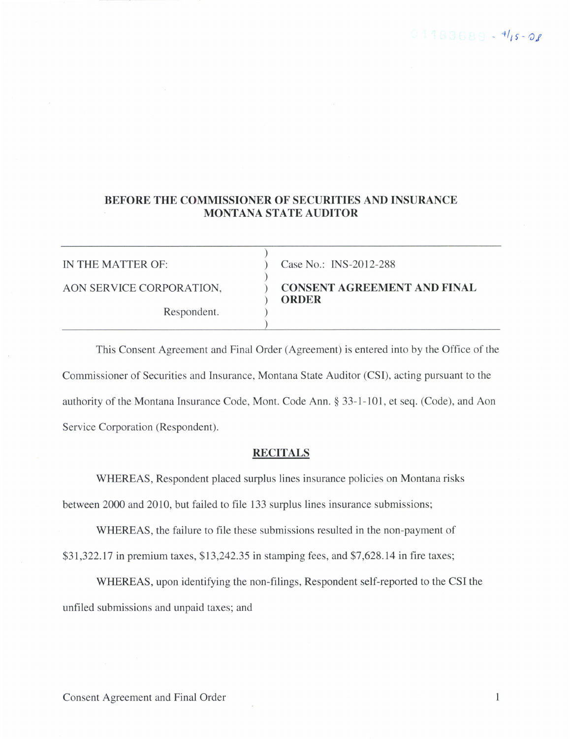**BEFORE THE COMMISSIONER OF SECURITIES AND INSURANCE**
**MONTANA STATE AUDITOR**

| | |
|---|---|
| IN THE MATTER OF: | Case No.: INS-2012-288 |
| AON SERVICE CORPORATION, | **CONSENT AGREEMENT AND FINAL ORDER** |
| Respondent. | |

This Consent Agreement and Final Order (Agreement) is entered into by the Office of the Commissioner of Securities and Insurance, Montana State Auditor (CSI), acting pursuant to the authority of the Montana Insurance Code, Mont. Code Ann. § 33-1-101, et seq. (Code), and Aon Service Corporation (Respondent).

## RECITALS

WHEREAS, Respondent placed surplus lines insurance policies on Montana risks between 2000 and 2010, but failed to file 133 surplus lines insurance submissions;

WHEREAS, the failure to file these submissions resulted in the non-payment of $31,322.17 in premium taxes, $13,242.35 in stamping fees, and $7,628.14 in fire taxes;

WHEREAS, upon identifying the non-filings, Respondent self-reported to the CSI the unfiled submissions and unpaid taxes; and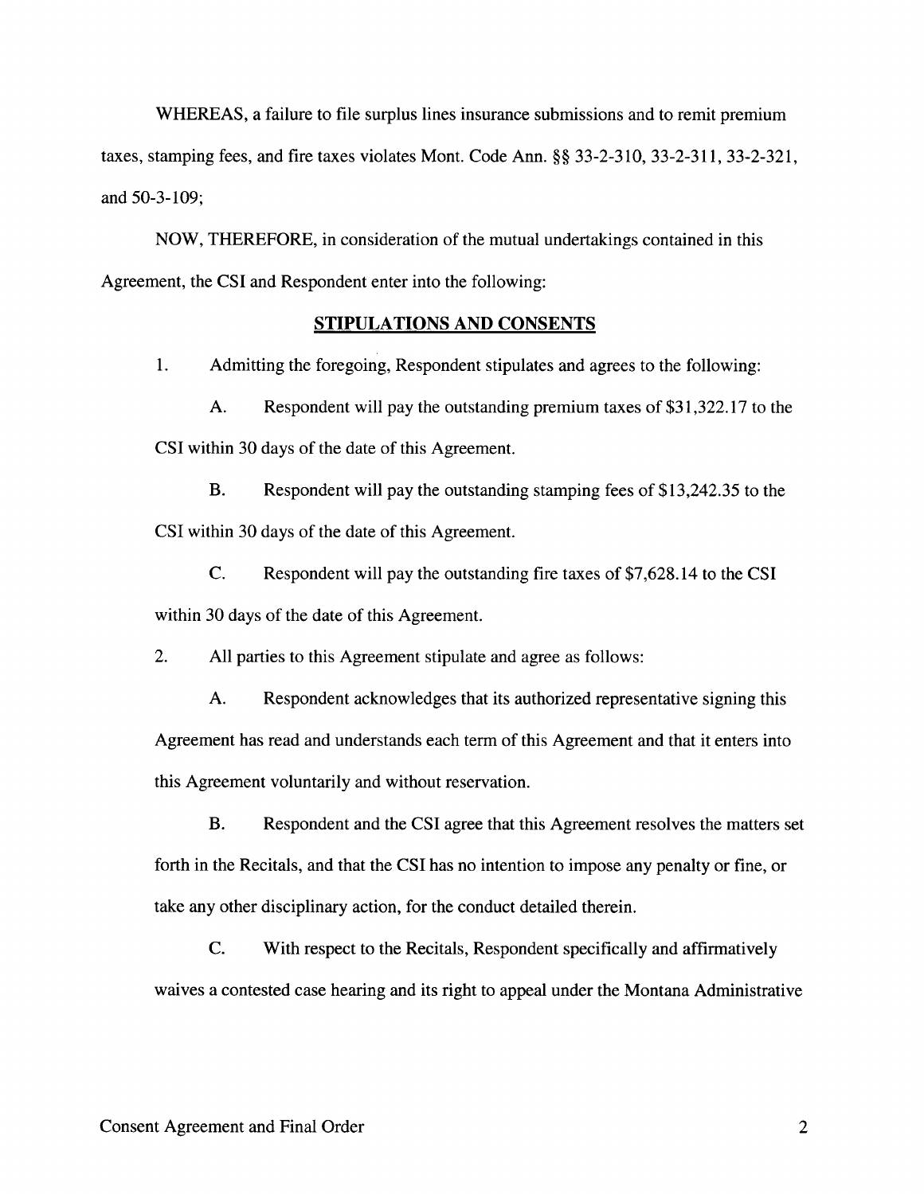WHEREAS, a failure to file surplus lines insurance submissions and to remit premium taxes, stamping fees, and fire taxes violates Mont. Code Ann. §§ 33-2-310, 33-2-311, 33-2-321, and 50-3-109;

NOW, THEREFORE, in consideration of the mutual undertakings contained in this Agreement, the CSI and Respondent enter into the following:

## STIPULATIONS AND CONSENTS

1. Admitting the foregoing, Respondent stipulates and agrees to the following:

   A. Respondent will pay the outstanding premium taxes of $31,322.17 to the CSI within 30 days of the date of this Agreement.

   B. Respondent will pay the outstanding stamping fees of $13,242.35 to the CSI within 30 days of the date of this Agreement.

   C. Respondent will pay the outstanding fire taxes of $7,628.14 to the CSI within 30 days of the date of this Agreement.

2. All parties to this Agreement stipulate and agree as follows:

   A. Respondent acknowledges that its authorized representative signing this Agreement has read and understands each term of this Agreement and that it enters into this Agreement voluntarily and without reservation.

   B. Respondent and the CSI agree that this Agreement resolves the matters set forth in the Recitals, and that the CSI has no intention to impose any penalty or fine, or take any other disciplinary action, for the conduct detailed therein.

   C. With respect to the Recitals, Respondent specifically and affirmatively waives a contested case hearing and its right to appeal under the Montana Administrative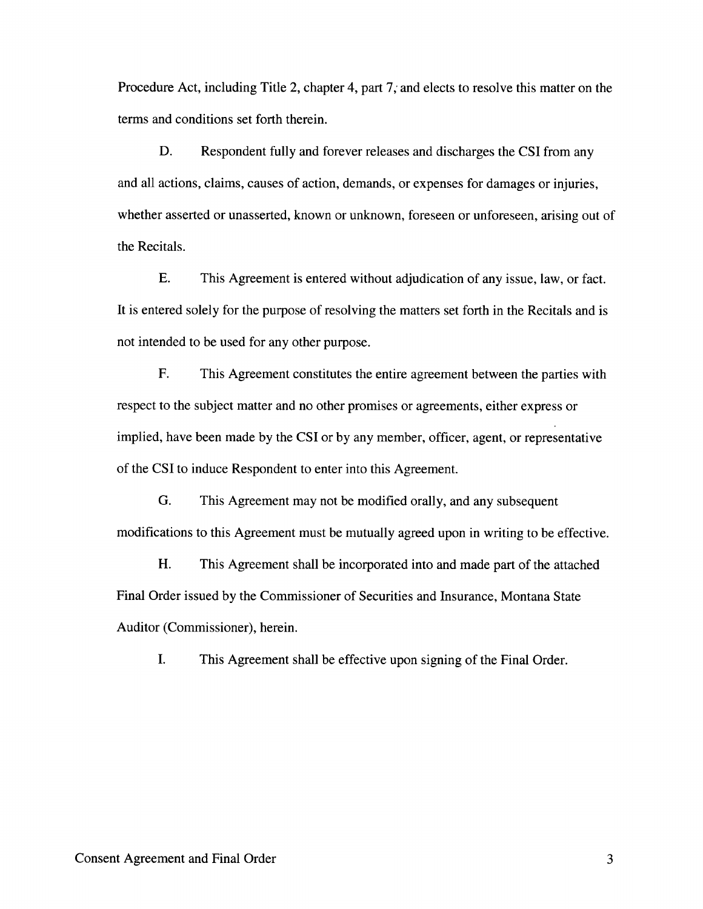Procedure Act, including Title 2, chapter 4, part 7, and elects to resolve this matter on the terms and conditions set forth therein.

D. Respondent fully and forever releases and discharges the CSI from any and all actions, claims, causes of action, demands, or expenses for damages or injuries, whether asserted or unasserted, known or unknown, foreseen or unforeseen, arising out of the Recitals.

E. This Agreement is entered without adjudication of any issue, law, or fact. It is entered solely for the purpose of resolving the matters set forth in the Recitals and is not intended to be used for any other purpose.

F. This Agreement constitutes the entire agreement between the parties with respect to the subject matter and no other promises or agreements, either express or implied, have been made by the CSI or by any member, officer, agent, or representative of the CSI to induce Respondent to enter into this Agreement.

G. This Agreement may not be modified orally, and any subsequent modifications to this Agreement must be mutually agreed upon in writing to be effective.

H. This Agreement shall be incorporated into and made part of the attached Final Order issued by the Commissioner of Securities and Insurance, Montana State Auditor (Commissioner), herein.

I. This Agreement shall be effective upon signing of the Final Order.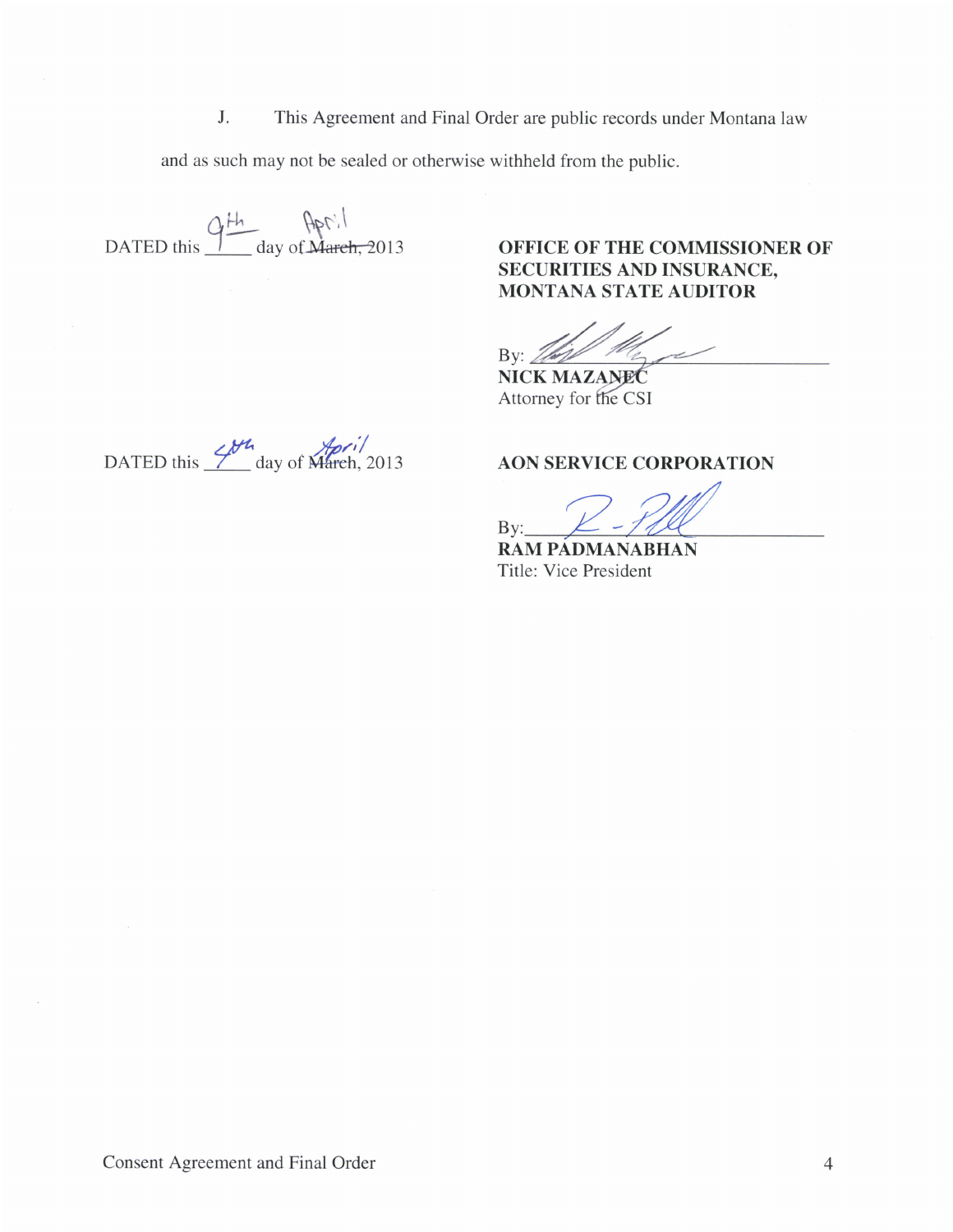J. This Agreement and Final Order are public records under Montana law and as such may not be sealed or otherwise withheld from the public.

DATED this 9th day of ~~March,~~ April 2013

**OFFICE OF THE COMMISSIONER OF SECURITIES AND INSURANCE, MONTANA STATE AUDITOR**

By: ______________________________

**NICK MAZANEC**
Attorney for the CSI

DATED this 9th day of ~~March,~~ April 2013

**AON SERVICE CORPORATION**

By: ______________________________

**RAM PADMANABHAN**
Title: Vice President

Consent Agreement and Final Order